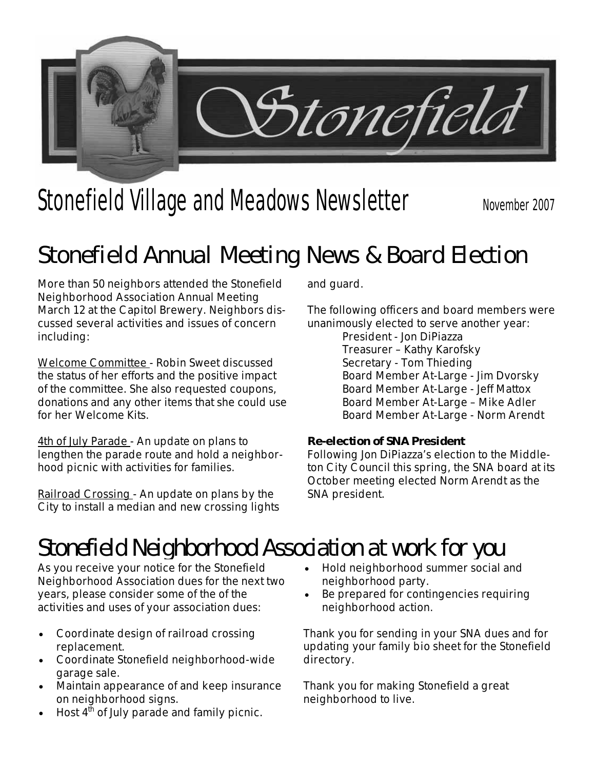# Stonefield Village and Meadows Newsletter

November 2007

## Stonefield Annual Meeting News & Board Election

More than 50 neighbors attended the Stonefield Neighborhood Association Annual Meeting March 12 at the Capitol Brewery. Neighbors discussed several activities and issues of concern including:

Welcome Committee - Robin Sweet discussed the status of her efforts and the positive impact of the committee. She also requested coupons, donations and any other items that she could use for her Welcome Kits.

4th of July Parade - An update on plans to lengthen the parade route and hold a neighborhood picnic with activities for families.

Railroad Crossing - An update on plans by the City to install a median and new crossing lights and guard.

The following officers and board members were unanimously elected to serve another year:

- President - Jon DiPiazza
- Treasurer – Kathy Karofsky
- Secretary - Tom Thieding
- Board Member At-Large - Jim Dvorsky
- Board Member At-Large - Jeff Mattox
- Board Member At-Large – Mike Adler
- Board Member At-Large - Norm Arendt

**Re-election of SNA President**

Following Jon DiPiazza's election to the Middleton City Council this spring, the SNA board at its October meeting elected Norm Arendt as the SNA president.

## Stonefield Neighborhood Association at work for you

As you receive your notice for the Stonefield Neighborhood Association dues for the next two years, please consider some of the of the activities and uses of your association dues:

- Coordinate design of railroad crossing replacement.
- Coordinate Stonefield neighborhood-wide garage sale.
- Maintain appearance of and keep insurance on neighborhood signs.
- Host 4th of July parade and family picnic.
- Hold neighborhood summer social and neighborhood party.
- Be prepared for contingencies requiring neighborhood action.

Thank you for sending in your SNA dues and for updating your family bio sheet for the Stonefield directory.

Thank you for making Stonefield a great neighborhood to live.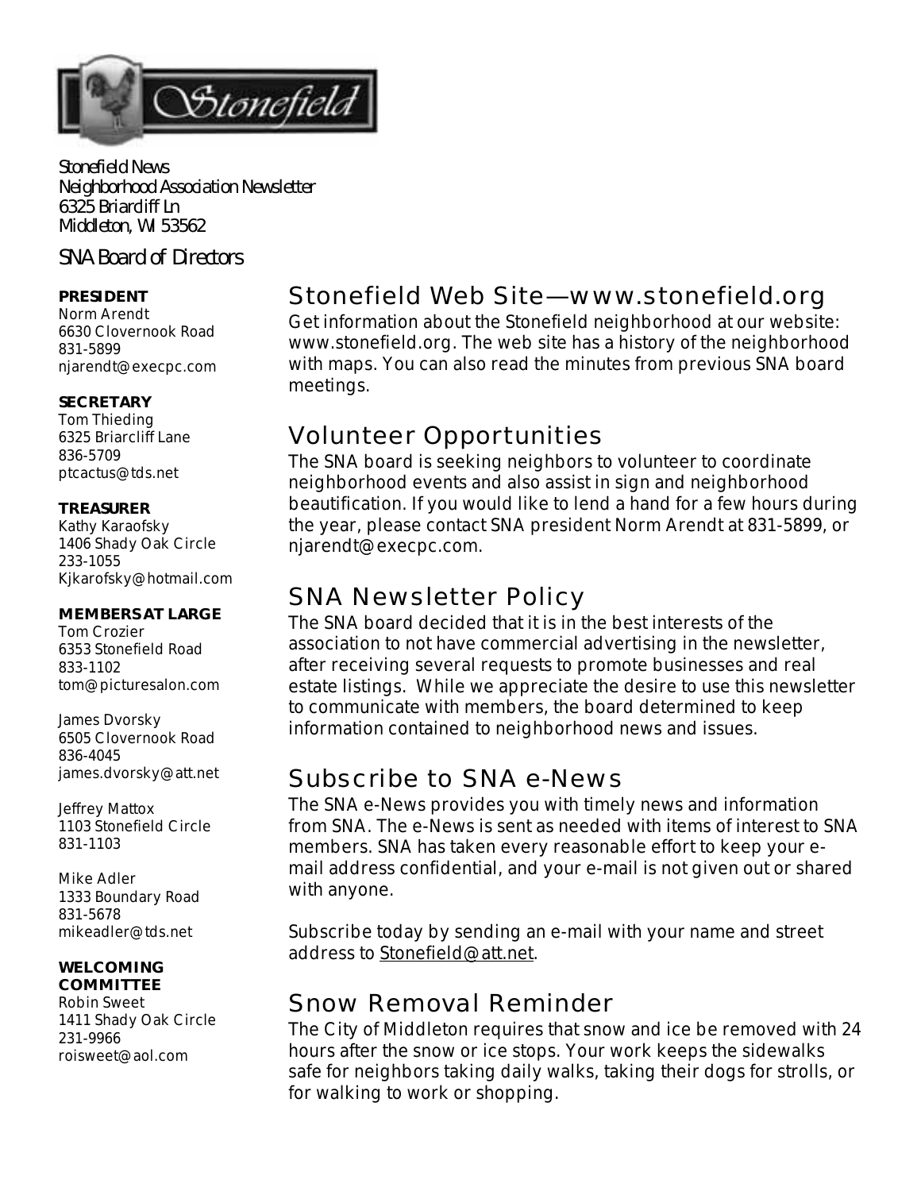Stonefield News
Neighborhood Association Newsletter
6325 Briarcliff Ln
Middleton, WI 53562

SNA Board of Directors

**PRESIDENT**
Norm Arendt
6630 Clovernook Road
831-5899
njarendt@execpc.com

**SECRETARY**
Tom Thieding
6325 Briarcliff Lane
836-5709
ptcactus@tds.net

**TREASURER**
Kathy Karaofsky
1406 Shady Oak Circle
233-1055
Kjkarofsky@hotmail.com

**MEMBERS AT LARGE**
Tom Crozier
6353 Stonefield Road
833-1102
tom@picturesalon.com

James Dvorsky
6505 Clovernook Road
836-4045
james.dvorsky@att.net

Jeffrey Mattox
1103 Stonefield Circle
831-1103

Mike Adler
1333 Boundary Road
831-5678
mikeadler@tds.net

**WELCOMING COMMITTEE**
Robin Sweet
1411 Shady Oak Circle
231-9966
roisweet@aol.com

## Stonefield Web Site—www.stonefield.org

Get information about the Stonefield neighborhood at our website: www.stonefield.org. The web site has a history of the neighborhood with maps. You can also read the minutes from previous SNA board meetings.

## Volunteer Opportunities

The SNA board is seeking neighbors to volunteer to coordinate neighborhood events and also assist in sign and neighborhood beautification. If you would like to lend a hand for a few hours during the year, please contact SNA president Norm Arendt at 831-5899, or njarendt@execpc.com.

## SNA Newsletter Policy

The SNA board decided that it is in the best interests of the association to not have commercial advertising in the newsletter, after receiving several requests to promote businesses and real estate listings. While we appreciate the desire to use this newsletter to communicate with members, the board determined to keep information contained to neighborhood news and issues.

## Subscribe to SNA e-News

The SNA e-News provides you with timely news and information from SNA. The e-News is sent as needed with items of interest to SNA members. SNA has taken every reasonable effort to keep your e-mail address confidential, and your e-mail is not given out or shared with anyone.

Subscribe today by sending an e-mail with your name and street address to Stonefield@att.net.

## Snow Removal Reminder

The City of Middleton requires that snow and ice be removed with 24 hours after the snow or ice stops. Your work keeps the sidewalks safe for neighbors taking daily walks, taking their dogs for strolls, or for walking to work or shopping.